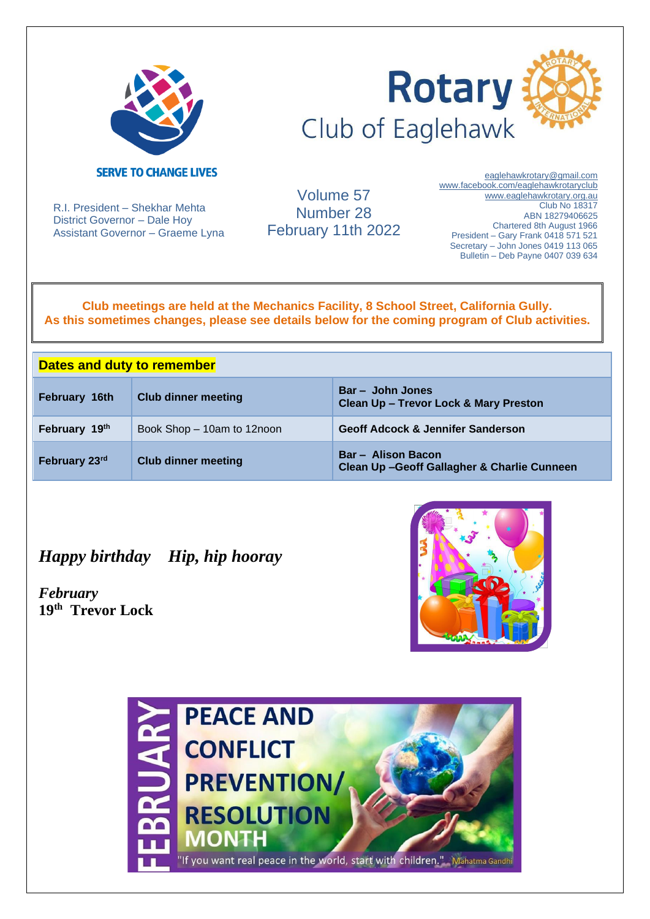SERVE TO CHANGE LIVES

# Rotary Club of Eaglehawk

R.I. President – Shekhar Mehta
District Governor – Dale Hoy
Assistant Governor – Graeme Lyna

Volume 57
Number 28
February 11th 2022

eaglehawkrotary@gmail.com
www.facebook.com/eaglehawkrotaryclub
www.eaglehawkrotary.org.au
Club No 18317
ABN 18279406625
Chartered 8th August 1966
President – Gary Frank 0418 571 521
Secretary – John Jones 0419 113 065
Bulletin – Deb Payne 0407 039 634

**Club meetings are held at the Mechanics Facility, 8 School Street, California Gully.**
**As this sometimes changes, please see details below for the coming program of Club activities.**

| **Dates and duty to remember** | | |
|---|---|---|
| **February 16th** | **Club dinner meeting** | **Bar – John Jones**<br>**Clean Up – Trevor Lock & Mary Preston** |
| **February 19th** | Book Shop – 10am to 12noon | **Geoff Adcock & Jennifer Sanderson** |
| **February 23rd** | **Club dinner meeting** | **Bar – Alison Bacon**<br>**Clean Up –Geoff Gallagher & Charlie Cunneen** |

***Happy birthday Hip, hip hooray***

***February***
**19th Trevor Lock**

FEBRUARY PEACE AND CONFLICT PREVENTION/ RESOLUTION MONTH

"If you want real peace in the world, start with children." Mahatma Gandhi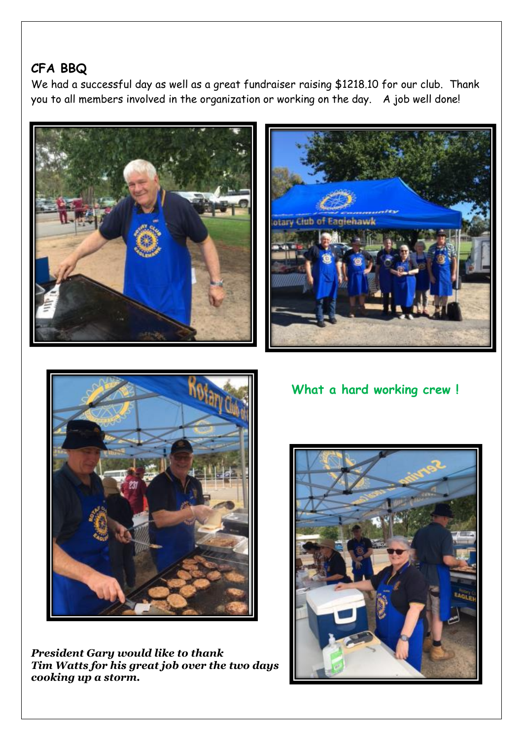## CFA BBQ

We had a successful day as well as a great fundraiser raising $1218.10 for our club. Thank you to all members involved in the organization or working on the day. A job well done!

**What a hard working crew !**

***President Gary would like to thank Tim Watts for his great job over the two days cooking up a storm.***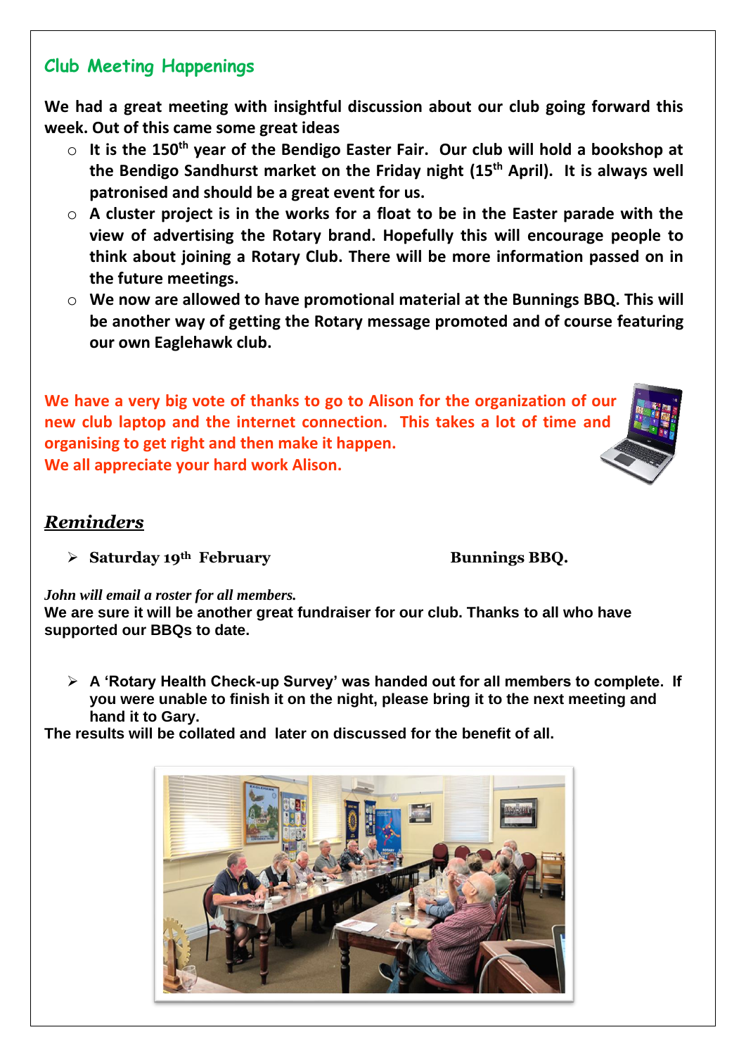## Club Meeting Happenings

**We had a great meeting with insightful discussion about our club going forward this week. Out of this came some great ideas**

- **It is the 150th year of the Bendigo Easter Fair. Our club will hold a bookshop at the Bendigo Sandhurst market on the Friday night (15th April). It is always well patronised and should be a great event for us.**
- **A cluster project is in the works for a float to be in the Easter parade with the view of advertising the Rotary brand. Hopefully this will encourage people to think about joining a Rotary Club. There will be more information passed on in the future meetings.**
- **We now are allowed to have promotional material at the Bunnings BBQ. This will be another way of getting the Rotary message promoted and of course featuring our own Eaglehawk club.**

**We have a very big vote of thanks to go to Alison for the organization of our new club laptop and the internet connection. This takes a lot of time and organising to get right and then make it happen.**
**We all appreciate your hard work Alison.**

## *Reminders*

- **Saturday 19th February** **Bunnings BBQ.**

*John will email a roster for all members.*
**We are sure it will be another great fundraiser for our club. Thanks to all who have supported our BBQs to date.**

- **A 'Rotary Health Check-up Survey' was handed out for all members to complete. If you were unable to finish it on the night, please bring it to the next meeting and hand it to Gary.**

**The results will be collated and later on discussed for the benefit of all.**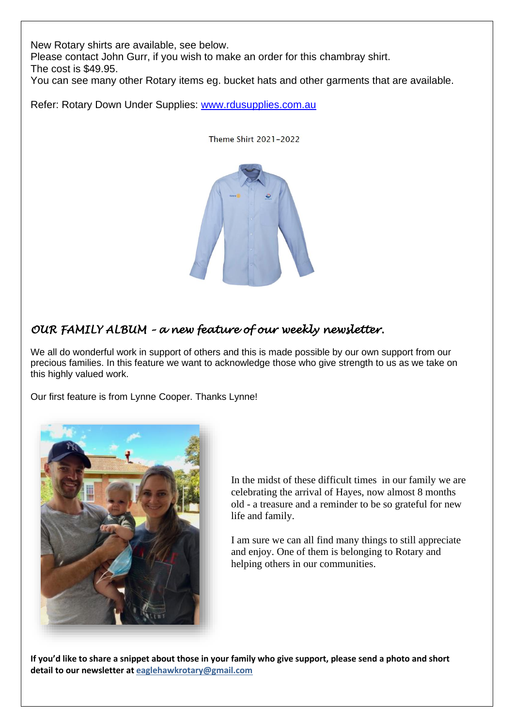New Rotary shirts are available, see below.
Please contact John Gurr, if you wish to make an order for this chambray shirt.
The cost is $49.95.
You can see many other Rotary items eg. bucket hats and other garments that are available.

Refer: Rotary Down Under Supplies: [www.rdusupplies.com.au](http://www.rdusupplies.com.au)

Theme Shirt 2021-2022

## *OUR FAMILY ALBUM – a new feature of our weekly newsletter.*

We all do wonderful work in support of others and this is made possible by our own support from our precious families. In this feature we want to acknowledge those who give strength to us as we take on this highly valued work.

Our first feature is from Lynne Cooper. Thanks Lynne!

In the midst of these difficult times in our family we are celebrating the arrival of Hayes, now almost 8 months old - a treasure and a reminder to be so grateful for new life and family.

I am sure we can all find many things to still appreciate and enjoy. One of them is belonging to Rotary and helping others in our communities.

**If you'd like to share a snippet about those in your family who give support, please send a photo and short detail to our newsletter at [eaglehawkrotary@gmail.com](mailto:eaglehawkrotary@gmail.com)**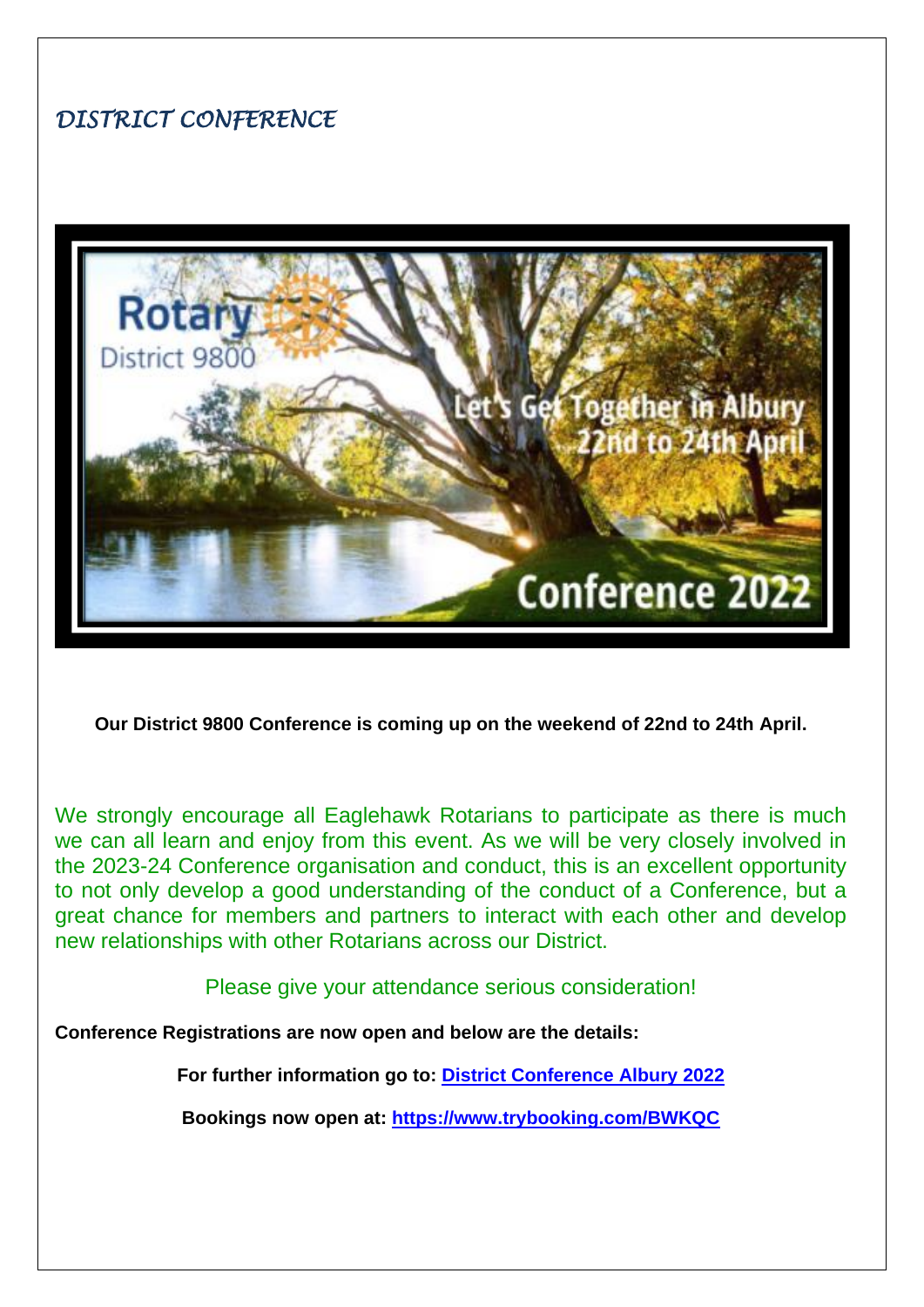# *DISTRICT CONFERENCE*

**Our District 9800 Conference is coming up on the weekend of 22nd to 24th April.**

We strongly encourage all Eaglehawk Rotarians to participate as there is much we can all learn and enjoy from this event. As we will be very closely involved in the 2023-24 Conference organisation and conduct, this is an excellent opportunity to not only develop a good understanding of the conduct of a Conference, but a great chance for members and partners to interact with each other and develop new relationships with other Rotarians across our District.

Please give your attendance serious consideration!

**Conference Registrations are now open and below are the details:**

**For further information go to: District Conference Albury 2022**

**Bookings now open at: https://www.trybooking.com/BWKQC**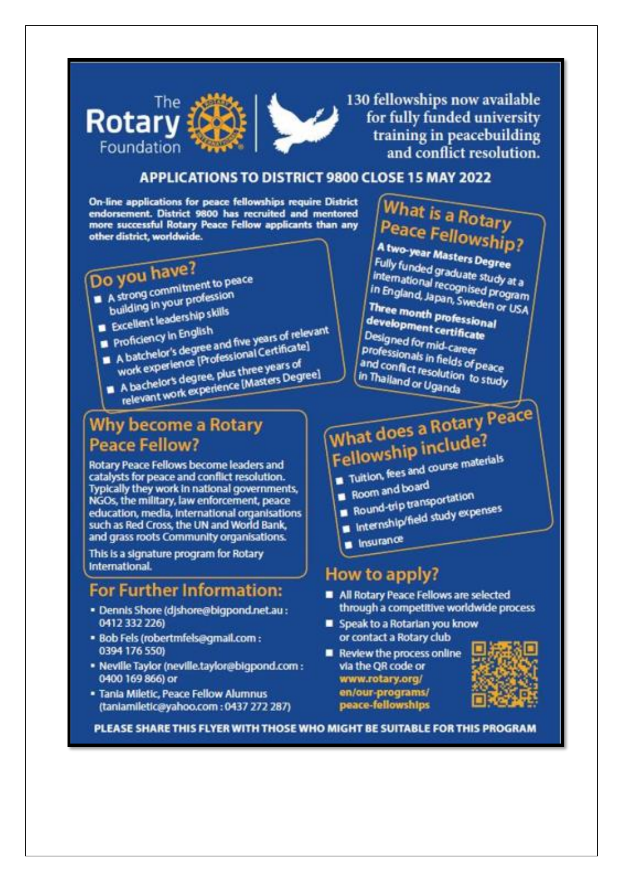The Rotary Foundation

130 fellowships now available for fully funded university training in peacebuilding and conflict resolution.

## APPLICATIONS TO DISTRICT 9800 CLOSE 15 MAY 2022

**On-line applications for peace fellowships require District endorsement. District 9800 has recruited and mentored more successful Rotary Peace Fellow applicants than any other district, worldwide.**

### Do you have?

- A strong commitment to peace building in your profession
- Excellent leadership skills
- Proficiency in English
- A batchelor's degree and five years of relevant work experience [Professional Certificate]
- A bachelor's degree, plus three years of relevant work experience [Masters Degree]

### What is a Rotary Peace Fellowship?

**A two-year Masters Degree**
Fully funded graduate study at a international recognised program in England, Japan, Sweden or USA

**Three month professional development certificate**
Designed for mid-career professionals in fields of peace and conflict resolution to study in Thailand or Uganda

### Why become a Rotary Peace Fellow?

Rotary Peace Fellows become leaders and catalysts for peace and conflict resolution. Typically they work in national governments, NGOs, the military, law enforcement, peace education, media, international organisations such as Red Cross, the UN and World Bank, and grass roots Community organisations.

This is a signature program for Rotary International.

### What does a Rotary Peace Fellowship include?

- Tuition, fees and course materials
- Room and board
- Round-trip transportation
- Internship/field study expenses
- Insurance

### For Further Information:

- Dennis Shore (djshore@bigpond.net.au : 0412 332 226)
- Bob Fels (robertmfels@gmail.com : 0394 176 550)
- Neville Taylor (neville.taylor@bigpond.com : 0400 169 866) or
- Tania Miletic, Peace Fellow Alumnus (taniamiletic@yahoo.com : 0437 272 287)

### How to apply?

- All Rotary Peace Fellows are selected through a competitive worldwide process
- Speak to a Rotarian you know or contact a Rotary club
- Review the process online via the QR code or **www.rotary.org/en/our-programs/peace-fellowships**

**PLEASE SHARE THIS FLYER WITH THOSE WHO MIGHT BE SUITABLE FOR THIS PROGRAM**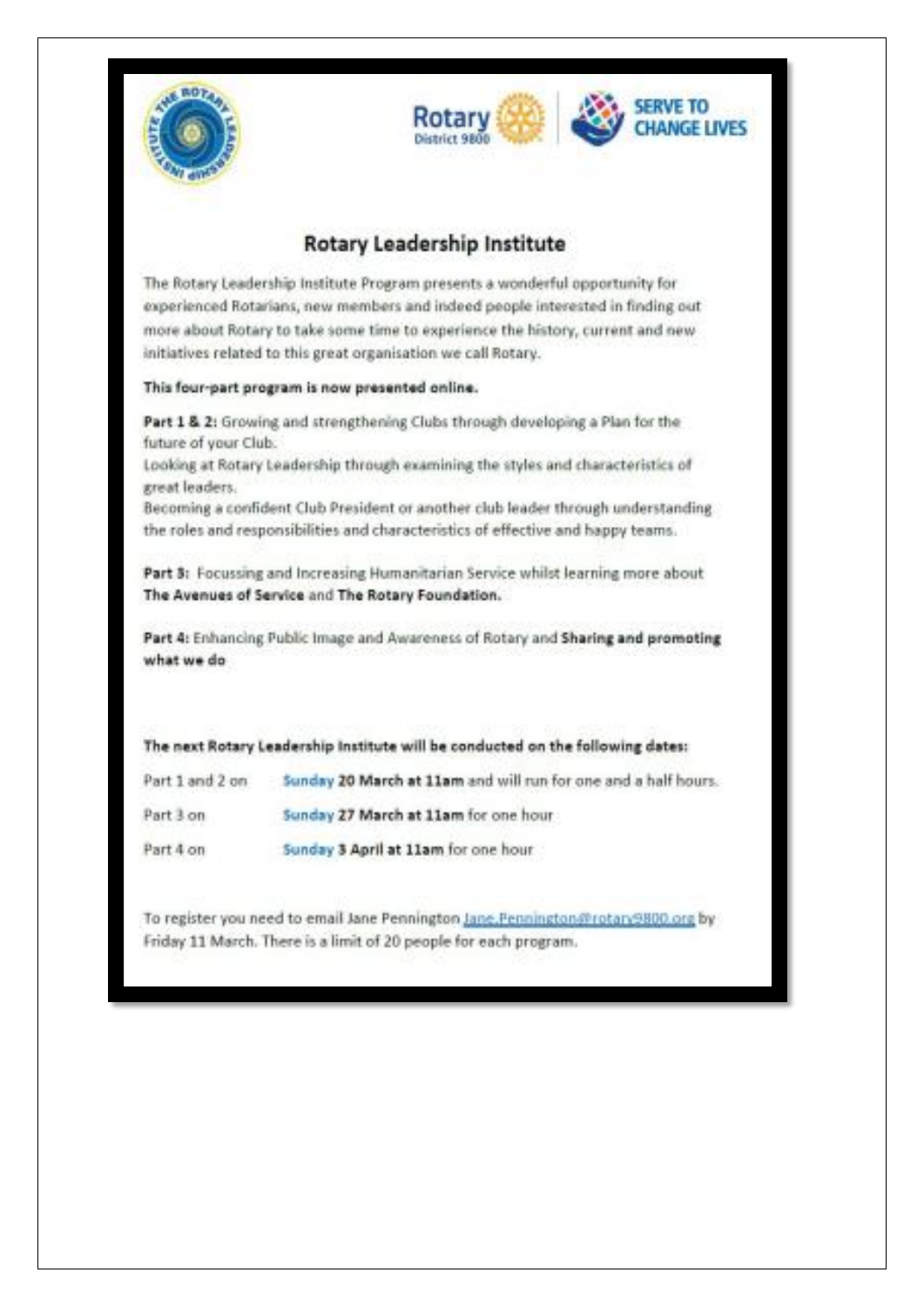Rotary District 9800

SERVE TO CHANGE LIVES

# Rotary Leadership Institute

The Rotary Leadership Institute Program presents a wonderful opportunity for experienced Rotarians, new members and indeed people interested in finding out more about Rotary to take some time to experience the history, current and new initiatives related to this great organisation we call Rotary.

**This four-part program is now presented online.**

**Part 1 & 2:** Growing and strengthening Clubs through developing a Plan for the future of your Club.
Looking at Rotary Leadership through examining the styles and characteristics of great leaders.
Becoming a confident Club President or another club leader through understanding the roles and responsibilities and characteristics of effective and happy teams.

**Part 3:** Focussing and Increasing Humanitarian Service whilst learning more about **The Avenues of Service** and **The Rotary Foundation.**

**Part 4:** Enhancing Public Image and Awareness of Rotary and **Sharing and promoting what we do**

**The next Rotary Leadership Institute will be conducted on the following dates:**

| | |
|---|---|
| Part 1 and 2 on | **Sunday 20 March at 11am** and will run for one and a half hours. |
| Part 3 on | **Sunday 27 March at 11am** for one hour |
| Part 4 on | **Sunday 3 April at 11am** for one hour |

To register you need to email Jane Pennington Jane.Pennington@rotary9800.org by Friday 11 March. There is a limit of 20 people for each program.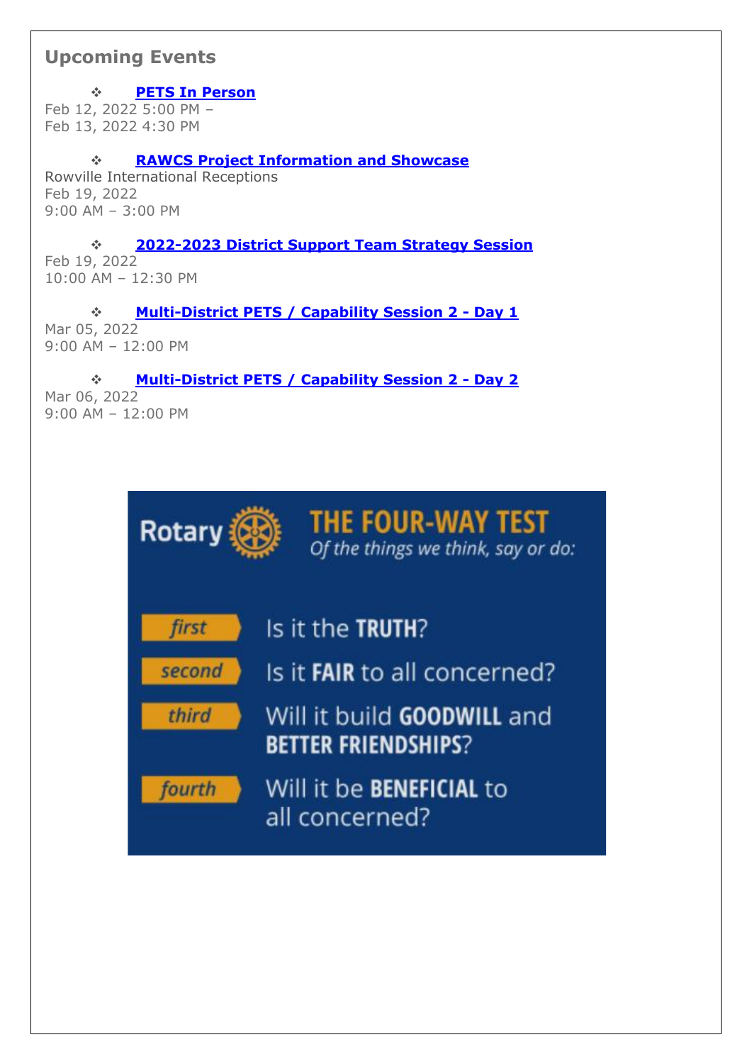## Upcoming Events

- **PETS In Person**

Feb 12, 2022 5:00 PM –
Feb 13, 2022 4:30 PM

- **RAWCS Project Information and Showcase**

Rowville International Receptions
Feb 19, 2022
9:00 AM – 3:00 PM

- **2022-2023 District Support Team Strategy Session**

Feb 19, 2022
10:00 AM – 12:30 PM

- **Multi-District PETS / Capability Session 2 - Day 1**

Mar 05, 2022
9:00 AM – 12:00 PM

- **Multi-District PETS / Capability Session 2 - Day 2**

Mar 06, 2022
9:00 AM – 12:00 PM

Rotary

**THE FOUR-WAY TEST**

*Of the things we think, say or do:*

*first* Is it the **TRUTH**?

*second* Is it **FAIR** to all concerned?

*third* Will it build **GOODWILL** and **BETTER FRIENDSHIPS**?

*fourth* Will it be **BENEFICIAL** to all concerned?